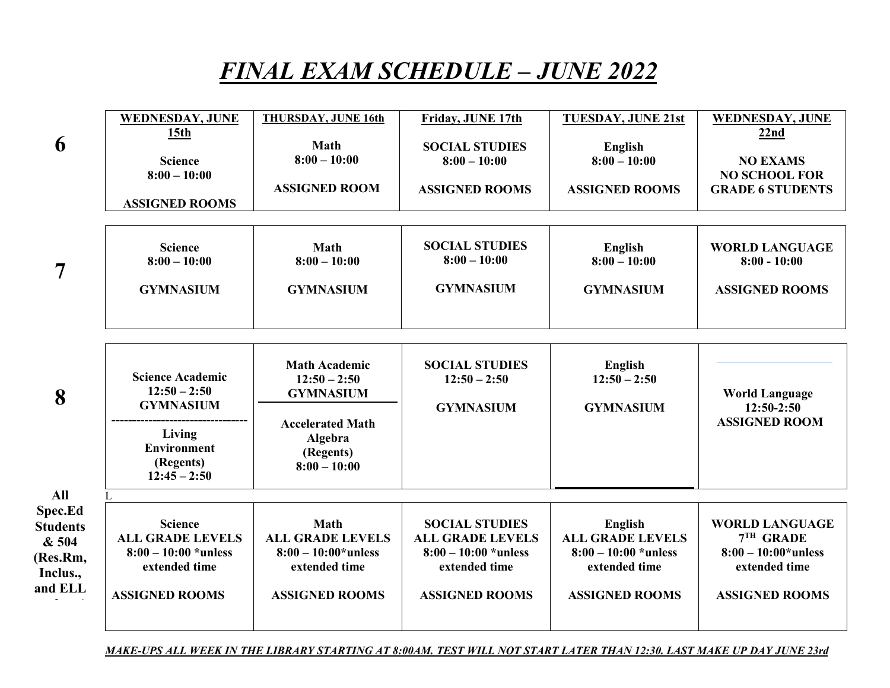# *FINAL EXAM SCHEDULE – JUNE 2022*

| | WEDNESDAY, JUNE 15th | THURSDAY, JUNE 16th | Friday, JUNE 17th | TUESDAY, JUNE 21st | WEDNESDAY, JUNE 22nd |
|---|---|---|---|---|---|
| **6** | **Science**<br>**8:00 – 10:00**<br>**ASSIGNED ROOMS** | **Math**<br>**8:00 – 10:00**<br>**ASSIGNED ROOM** | **SOCIAL STUDIES**<br>**8:00 – 10:00**<br>**ASSIGNED ROOMS** | **English**<br>**8:00 – 10:00**<br>**ASSIGNED ROOMS** | **NO EXAMS**<br>**NO SCHOOL FOR GRADE 6 STUDENTS** |
| **7** | **Science**<br>**8:00 – 10:00**<br>**GYMNASIUM** | **Math**<br>**8:00 – 10:00**<br>**GYMNASIUM** | **SOCIAL STUDIES**<br>**8:00 – 10:00**<br>**GYMNASIUM** | **English**<br>**8:00 – 10:00**<br>**GYMNASIUM** | **WORLD LANGUAGE**<br>**8:00 - 10:00**<br>**ASSIGNED ROOMS** |
| **8** | **Science Academic**<br>**12:50 – 2:50**<br>**GYMNASIUM**<br>---------------------------------<br>**Living Environment (Regents)**<br>**12:45 – 2:50** | **Math Academic**<br>**12:50 – 2:50**<br>**GYMNASIUM**<br>**Accelerated Math Algebra (Regents)**<br>**8:00 – 10:00** | **SOCIAL STUDIES**<br>**12:50 – 2:50**<br>**GYMNASIUM** | **English**<br>**12:50 – 2:50**<br>**GYMNASIUM** | **World Language**<br>**12:50-2:50**<br>**ASSIGNED ROOM** |
| **All Spec.Ed Students & 504 (Res.Rm, Inclus., and ELL** | **Science**<br>**ALL GRADE LEVELS**<br>**8:00 – 10:00 *unless extended time**<br>**ASSIGNED ROOMS** | **Math**<br>**ALL GRADE LEVELS**<br>**8:00 – 10:00*unless extended time**<br>**ASSIGNED ROOMS** | **SOCIAL STUDIES**<br>**ALL GRADE LEVELS**<br>**8:00 – 10:00 *unless extended time**<br>**ASSIGNED ROOMS** | **English**<br>**ALL GRADE LEVELS**<br>**8:00 – 10:00 *unless extended time**<br>**ASSIGNED ROOMS** | **WORLD LANGUAGE**<br>**7TH GRADE**<br>**8:00 – 10:00*unless extended time**<br>**ASSIGNED ROOMS** |

***MAKE-UPS ALL WEEK IN THE LIBRARY STARTING AT 8:00AM. TEST WILL NOT START LATER THAN 12:30. LAST MAKE UP DAY JUNE 23rd***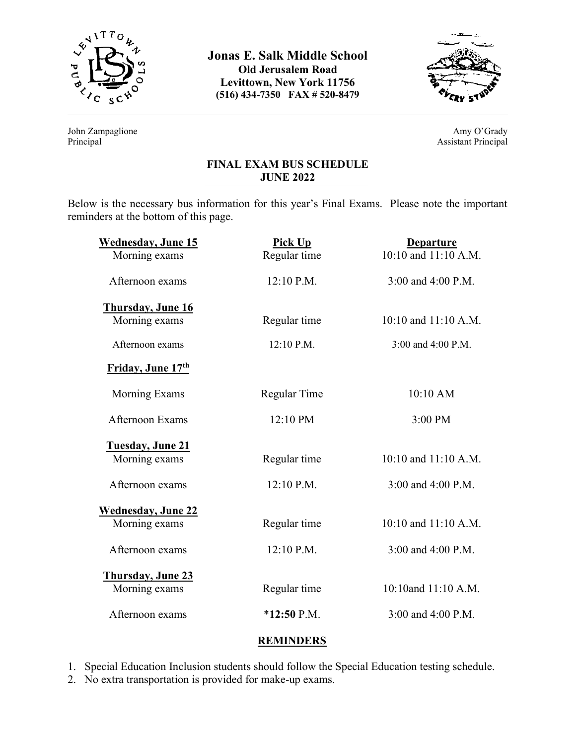# Jonas E. Salk Middle School

**Old Jerusalem Road**
**Levittown, New York 11756**
**(516) 434-7350 FAX # 520-8479**

John Zampaglione
Principal

Amy O'Grady
Assistant Principal

## FINAL EXAM BUS SCHEDULE JUNE 2022

Below is the necessary bus information for this year's Final Exams. Please note the important reminders at the bottom of this page.

| | **Pick Up** | **Departure** |
|---|---|---|
| **Wednesday, June 15** | | |
| Morning exams | Regular time | 10:10 and 11:10 A.M. |
| Afternoon exams | 12:10 P.M. | 3:00 and 4:00 P.M. |
| **Thursday, June 16** | | |
| Morning exams | Regular time | 10:10 and 11:10 A.M. |
| Afternoon exams | 12:10 P.M. | 3:00 and 4:00 P.M. |
| **Friday, June 17th** | | |
| Morning Exams | Regular Time | 10:10 AM |
| Afternoon Exams | 12:10 PM | 3:00 PM |
| **Tuesday, June 21** | | |
| Morning exams | Regular time | 10:10 and 11:10 A.M. |
| Afternoon exams | 12:10 P.M. | 3:00 and 4:00 P.M. |
| **Wednesday, June 22** | | |
| Morning exams | Regular time | 10:10 and 11:10 A.M. |
| Afternoon exams | 12:10 P.M. | 3:00 and 4:00 P.M. |
| **Thursday, June 23** | | |
| Morning exams | Regular time | 10:10and 11:10 A.M. |
| Afternoon exams | ***12:50** P.M. | 3:00 and 4:00 P.M. |

## REMINDERS

1. Special Education Inclusion students should follow the Special Education testing schedule.
2. No extra transportation is provided for make-up exams.